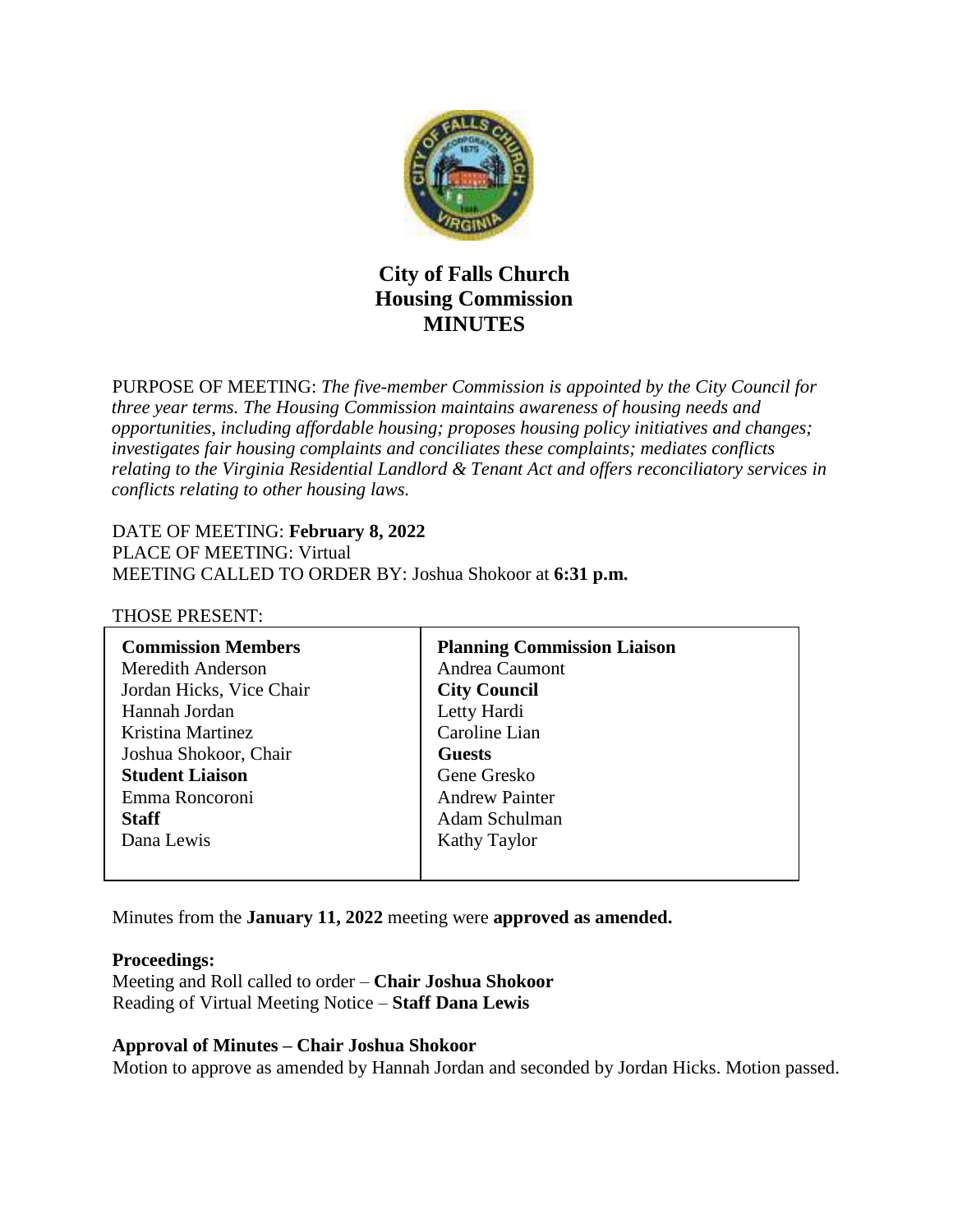# City of Falls Church
# Housing Commission
# MINUTES

PURPOSE OF MEETING: *The five-member Commission is appointed by the City Council for three year terms. The Housing Commission maintains awareness of housing needs and opportunities, including affordable housing; proposes housing policy initiatives and changes; investigates fair housing complaints and conciliates these complaints; mediates conflicts relating to the Virginia Residential Landlord & Tenant Act and offers reconciliatory services in conflicts relating to other housing laws.*

DATE OF MEETING: **February 8, 2022**
PLACE OF MEETING: Virtual
MEETING CALLED TO ORDER BY: Joshua Shokoor at **6:31 p.m.**

THOSE PRESENT:

| | |
|---|---|
| **Commission Members** | **Planning Commission Liaison** |
| Meredith Anderson | Andrea Caumont |
| Jordan Hicks, Vice Chair | **City Council** |
| Hannah Jordan | Letty Hardi |
| Kristina Martinez | Caroline Lian |
| Joshua Shokoor, Chair | **Guests** |
| **Student Liaison** | Gene Gresko |
| Emma Roncoroni | Andrew Painter |
| **Staff** | Adam Schulman |
| Dana Lewis | Kathy Taylor |

Minutes from the **January 11, 2022** meeting were **approved as amended.**

**Proceedings:**
Meeting and Roll called to order – **Chair Joshua Shokoor**
Reading of Virtual Meeting Notice – **Staff Dana Lewis**

**Approval of Minutes – Chair Joshua Shokoor**
Motion to approve as amended by Hannah Jordan and seconded by Jordan Hicks. Motion passed.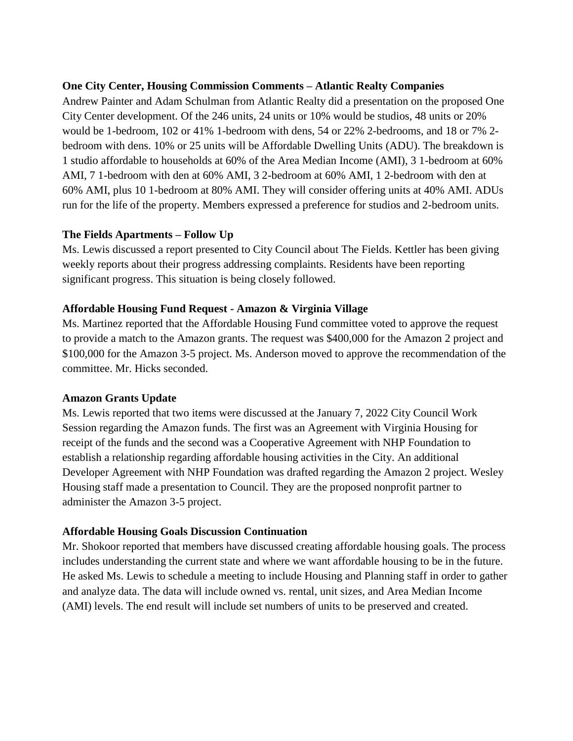**One City Center, Housing Commission Comments – Atlantic Realty Companies**

Andrew Painter and Adam Schulman from Atlantic Realty did a presentation on the proposed One City Center development. Of the 246 units, 24 units or 10% would be studios, 48 units or 20% would be 1-bedroom, 102 or 41% 1-bedroom with dens, 54 or 22% 2-bedrooms, and 18 or 7% 2-bedroom with dens. 10% or 25 units will be Affordable Dwelling Units (ADU). The breakdown is 1 studio affordable to households at 60% of the Area Median Income (AMI), 3 1-bedroom at 60% AMI, 7 1-bedroom with den at 60% AMI, 3 2-bedroom at 60% AMI, 1 2-bedroom with den at 60% AMI, plus 10 1-bedroom at 80% AMI. They will consider offering units at 40% AMI. ADUs run for the life of the property. Members expressed a preference for studios and 2-bedroom units.

**The Fields Apartments – Follow Up**

Ms. Lewis discussed a report presented to City Council about The Fields. Kettler has been giving weekly reports about their progress addressing complaints. Residents have been reporting significant progress. This situation is being closely followed.

**Affordable Housing Fund Request - Amazon & Virginia Village**

Ms. Martinez reported that the Affordable Housing Fund committee voted to approve the request to provide a match to the Amazon grants. The request was $400,000 for the Amazon 2 project and $100,000 for the Amazon 3-5 project. Ms. Anderson moved to approve the recommendation of the committee. Mr. Hicks seconded.

**Amazon Grants Update**

Ms. Lewis reported that two items were discussed at the January 7, 2022 City Council Work Session regarding the Amazon funds. The first was an Agreement with Virginia Housing for receipt of the funds and the second was a Cooperative Agreement with NHP Foundation to establish a relationship regarding affordable housing activities in the City. An additional Developer Agreement with NHP Foundation was drafted regarding the Amazon 2 project. Wesley Housing staff made a presentation to Council. They are the proposed nonprofit partner to administer the Amazon 3-5 project.

**Affordable Housing Goals Discussion Continuation**

Mr. Shokoor reported that members have discussed creating affordable housing goals. The process includes understanding the current state and where we want affordable housing to be in the future. He asked Ms. Lewis to schedule a meeting to include Housing and Planning staff in order to gather and analyze data. The data will include owned vs. rental, unit sizes, and Area Median Income (AMI) levels. The end result will include set numbers of units to be preserved and created.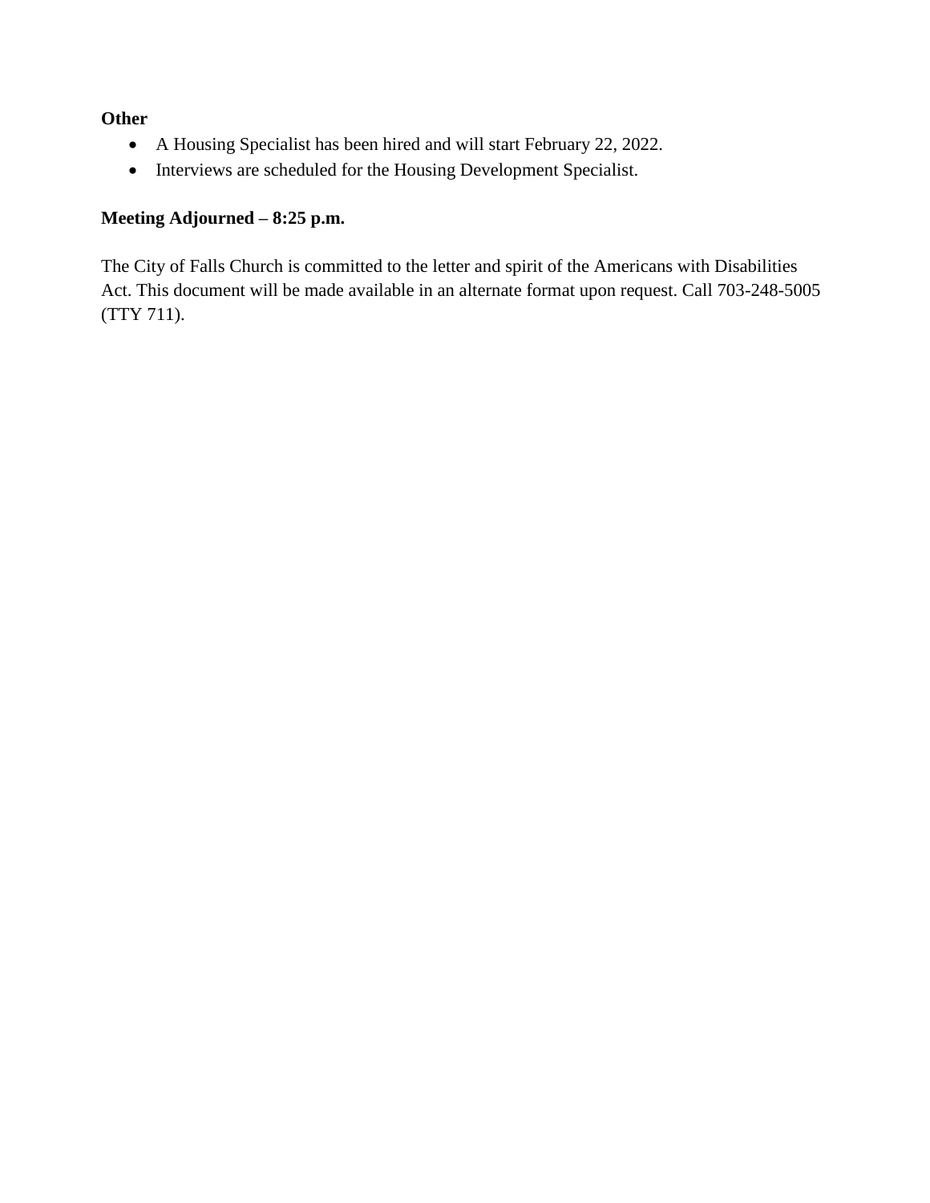**Other**

- A Housing Specialist has been hired and will start February 22, 2022.
- Interviews are scheduled for the Housing Development Specialist.

**Meeting Adjourned – 8:25 p.m.**

The City of Falls Church is committed to the letter and spirit of the Americans with Disabilities Act. This document will be made available in an alternate format upon request. Call 703-248-5005 (TTY 711).